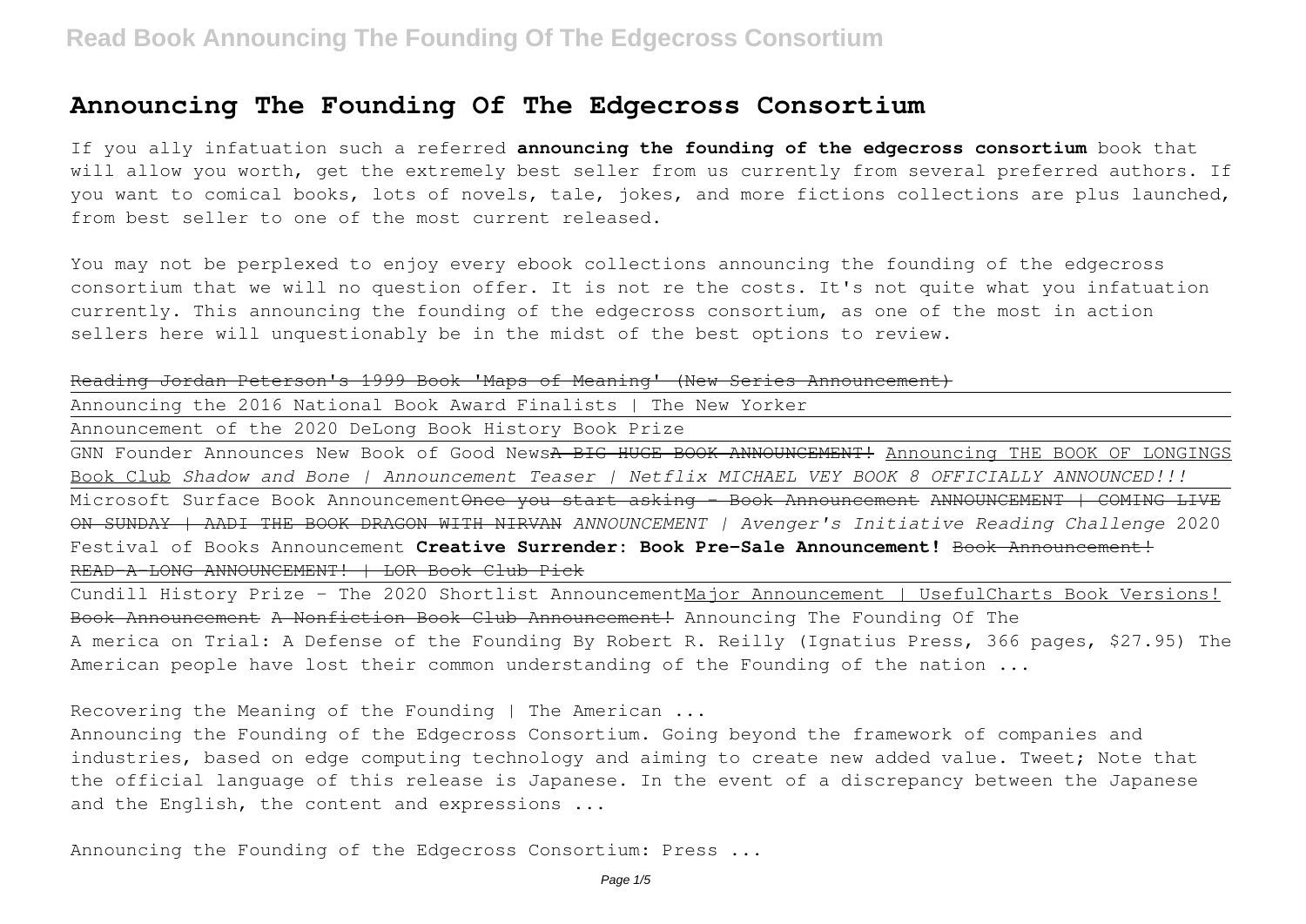# Announcing The Founding Of The Edgecross Consortium

If you ally infatuation such a referred **announcing the founding of the edgecross consortium** book that will allow you worth, get the extremely best seller from us currently from several preferred authors. If you want to comical books, lots of novels, tale, jokes, and more fictions collections are plus launched, from best seller to one of the most current released.

You may not be perplexed to enjoy every ebook collections announcing the founding of the edgecross consortium that we will no question offer. It is not re the costs. It's not quite what you infatuation currently. This announcing the founding of the edgecross consortium, as one of the most in action sellers here will unquestionably be in the midst of the best options to review.

~~Reading Jordan Peterson's 1999 Book 'Maps of Meaning' (New Series Announcement)~~

Announcing the 2016 National Book Award Finalists | The New Yorker

Announcement of the 2020 DeLong Book History Book Prize

GNN Founder Announces New Book of Good News ~~A BIG HUGE BOOK ANNOUNCEMENT!~~ Announcing THE BOOK OF LONGINGS Book Club *Shadow and Bone | Announcement Teaser | Netflix MICHAEL VEY BOOK 8 OFFICIALLY ANNOUNCED!!!*

Microsoft Surface Book Announcement ~~Once you start asking - Book Announcement~~ ~~ANNOUNCEMENT | COMING LIVE ON SUNDAY | AADI THE BOOK DRAGON WITH NIRVAN~~ *ANNOUNCEMENT | Avenger's Initiative Reading Challenge* 2020 Festival of Books Announcement **Creative Surrender: Book Pre-Sale Announcement!** ~~Book Announcement!~~ ~~READ-A-LONG ANNOUNCEMENT! | LOR Book Club Pick~~

Cundill History Prize - The 2020 Shortlist Announcement Major Announcement | UsefulCharts Book Versions! ~~Book Announcement~~ ~~A Nonfiction Book Club Announcement!~~ Announcing The Founding Of The

America on Trial: A Defense of the Founding By Robert R. Reilly (Ignatius Press, 366 pages, $27.95) The American people have lost their common understanding of the Founding of the nation ...

Recovering the Meaning of the Founding | The American ...

Announcing the Founding of the Edgecross Consortium. Going beyond the framework of companies and industries, based on edge computing technology and aiming to create new added value. Tweet; Note that the official language of this release is Japanese. In the event of a discrepancy between the Japanese and the English, the content and expressions ...

Announcing the Founding of the Edgecross Consortium: Press ...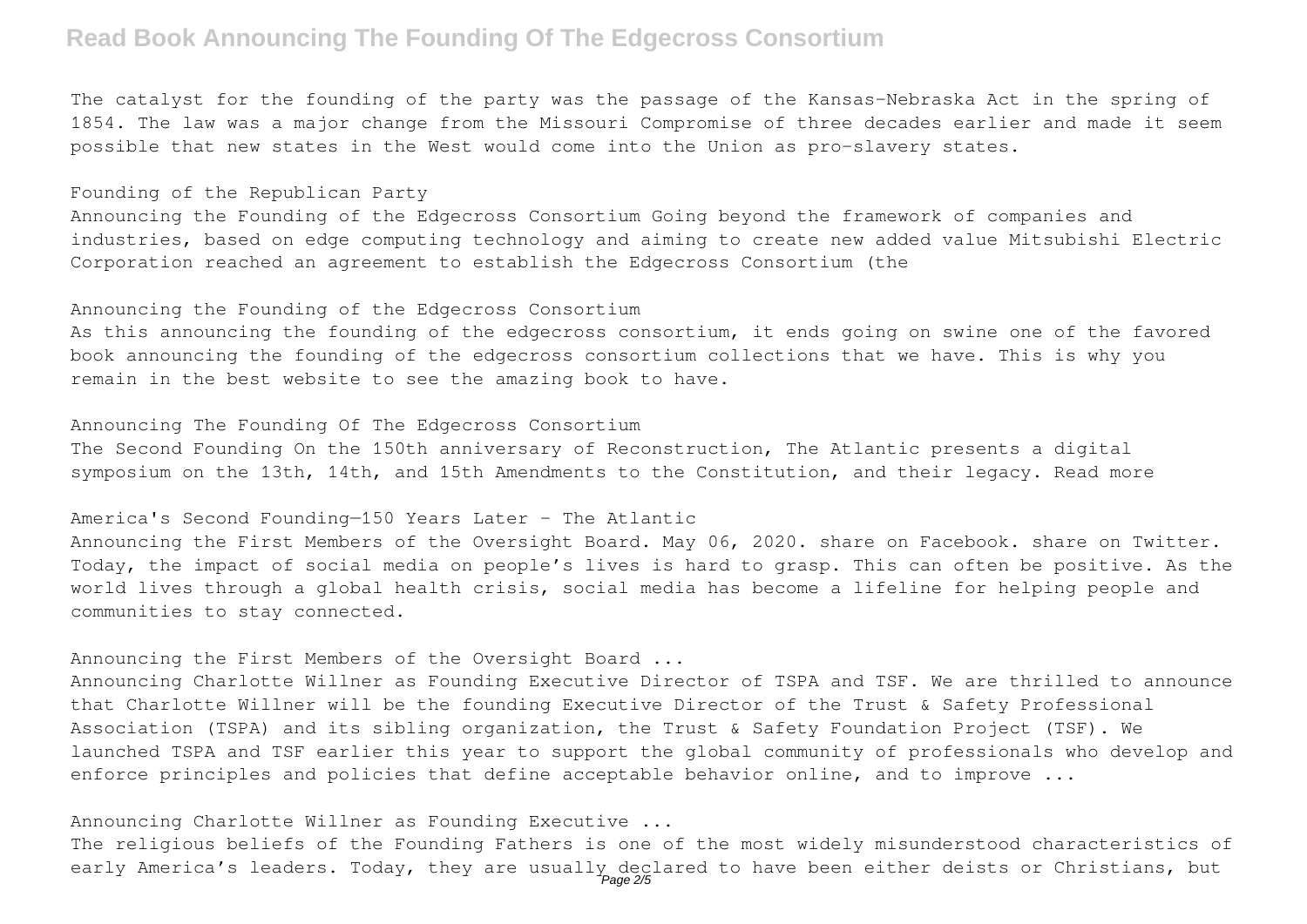The catalyst for the founding of the party was the passage of the Kansas-Nebraska Act in the spring of 1854. The law was a major change from the Missouri Compromise of three decades earlier and made it seem possible that new states in the West would come into the Union as pro-slavery states.

Founding of the Republican Party

Announcing the Founding of the Edgecross Consortium Going beyond the framework of companies and industries, based on edge computing technology and aiming to create new added value Mitsubishi Electric Corporation reached an agreement to establish the Edgecross Consortium (the

Announcing the Founding of the Edgecross Consortium

As this announcing the founding of the edgecross consortium, it ends going on swine one of the favored book announcing the founding of the edgecross consortium collections that we have. This is why you remain in the best website to see the amazing book to have.

Announcing The Founding Of The Edgecross Consortium

The Second Founding On the 150th anniversary of Reconstruction, The Atlantic presents a digital symposium on the 13th, 14th, and 15th Amendments to the Constitution, and their legacy. Read more

America's Second Founding—150 Years Later - The Atlantic

Announcing the First Members of the Oversight Board. May 06, 2020. share on Facebook. share on Twitter. Today, the impact of social media on people's lives is hard to grasp. This can often be positive. As the world lives through a global health crisis, social media has become a lifeline for helping people and communities to stay connected.

Announcing the First Members of the Oversight Board ...

Announcing Charlotte Willner as Founding Executive Director of TSPA and TSF. We are thrilled to announce that Charlotte Willner will be the founding Executive Director of the Trust & Safety Professional Association (TSPA) and its sibling organization, the Trust & Safety Foundation Project (TSF). We launched TSPA and TSF earlier this year to support the global community of professionals who develop and enforce principles and policies that define acceptable behavior online, and to improve ...

Announcing Charlotte Willner as Founding Executive ...

The religious beliefs of the Founding Fathers is one of the most widely misunderstood characteristics of early America's leaders. Today, they are usually declared to have been either deists or Christians, but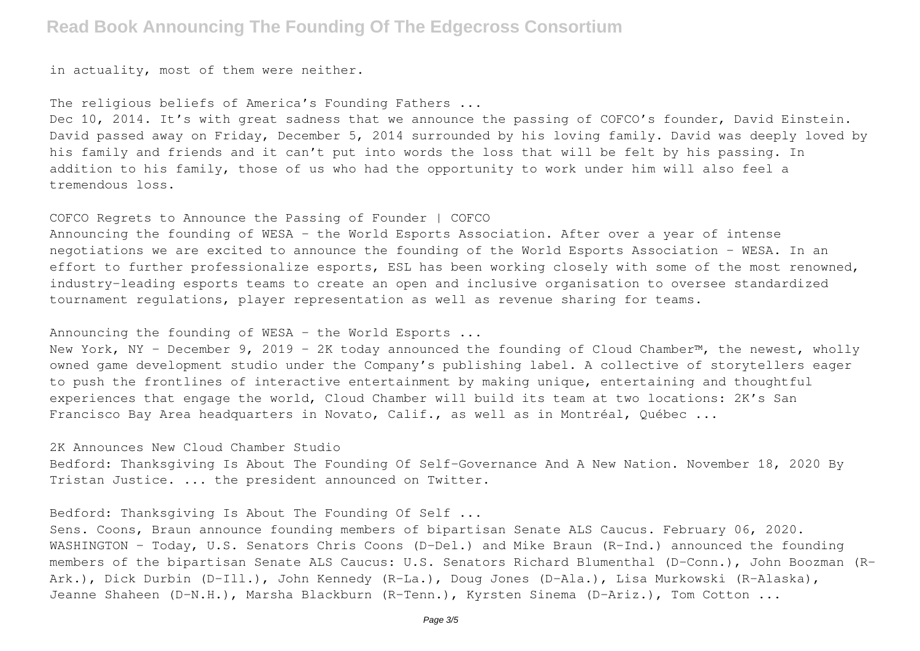in actuality, most of them were neither.

The religious beliefs of America's Founding Fathers ...

Dec 10, 2014. It's with great sadness that we announce the passing of COFCO's founder, David Einstein. David passed away on Friday, December 5, 2014 surrounded by his loving family. David was deeply loved by his family and friends and it can't put into words the loss that will be felt by his passing. In addition to his family, those of us who had the opportunity to work under him will also feel a tremendous loss.

COFCO Regrets to Announce the Passing of Founder | COFCO

Announcing the founding of WESA - the World Esports Association. After over a year of intense negotiations we are excited to announce the founding of the World Esports Association - WESA. In an effort to further professionalize esports, ESL has been working closely with some of the most renowned, industry-leading esports teams to create an open and inclusive organisation to oversee standardized tournament regulations, player representation as well as revenue sharing for teams.

Announcing the founding of WESA - the World Esports ...

New York, NY – December 9, 2019 – 2K today announced the founding of Cloud Chamber™, the newest, wholly owned game development studio under the Company's publishing label. A collective of storytellers eager to push the frontlines of interactive entertainment by making unique, entertaining and thoughtful experiences that engage the world, Cloud Chamber will build its team at two locations: 2K's San Francisco Bay Area headquarters in Novato, Calif., as well as in Montréal, Québec ...

2K Announces New Cloud Chamber Studio

Bedford: Thanksgiving Is About The Founding Of Self-Governance And A New Nation. November 18, 2020 By Tristan Justice. ... the president announced on Twitter.

Bedford: Thanksgiving Is About The Founding Of Self ...

Sens. Coons, Braun announce founding members of bipartisan Senate ALS Caucus. February 06, 2020. WASHINGTON – Today, U.S. Senators Chris Coons (D-Del.) and Mike Braun (R-Ind.) announced the founding members of the bipartisan Senate ALS Caucus: U.S. Senators Richard Blumenthal (D-Conn.), John Boozman (R-Ark.), Dick Durbin (D-Ill.), John Kennedy (R-La.), Doug Jones (D-Ala.), Lisa Murkowski (R-Alaska), Jeanne Shaheen (D-N.H.), Marsha Blackburn (R-Tenn.), Kyrsten Sinema (D-Ariz.), Tom Cotton ...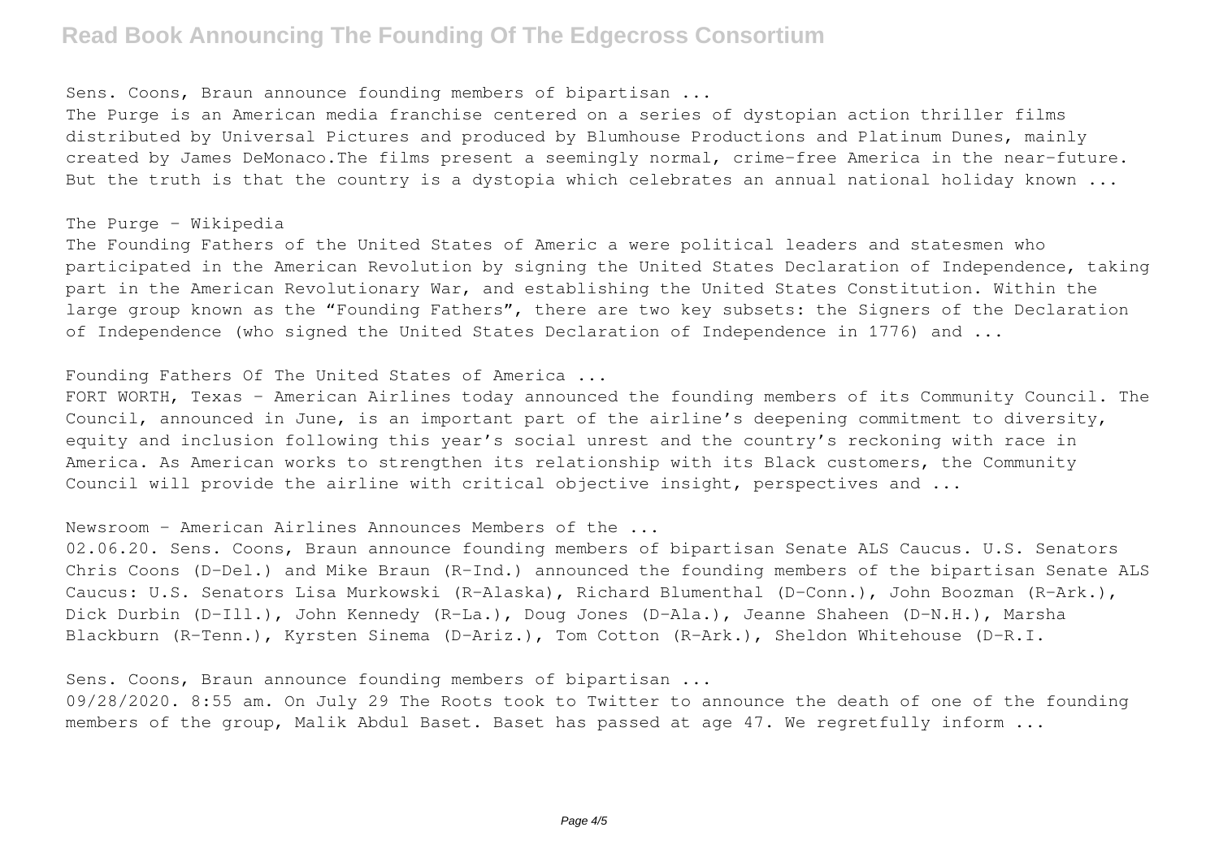Sens. Coons, Braun announce founding members of bipartisan ...

The Purge is an American media franchise centered on a series of dystopian action thriller films distributed by Universal Pictures and produced by Blumhouse Productions and Platinum Dunes, mainly created by James DeMonaco.The films present a seemingly normal, crime-free America in the near-future. But the truth is that the country is a dystopia which celebrates an annual national holiday known ...

The Purge - Wikipedia

The Founding Fathers of the United States of Americ a were political leaders and statesmen who participated in the American Revolution by signing the United States Declaration of Independence, taking part in the American Revolutionary War, and establishing the United States Constitution. Within the large group known as the "Founding Fathers", there are two key subsets: the Signers of the Declaration of Independence (who signed the United States Declaration of Independence in 1776) and ...

Founding Fathers Of The United States of America ...

FORT WORTH, Texas – American Airlines today announced the founding members of its Community Council. The Council, announced in June, is an important part of the airline's deepening commitment to diversity, equity and inclusion following this year's social unrest and the country's reckoning with race in America. As American works to strengthen its relationship with its Black customers, the Community Council will provide the airline with critical objective insight, perspectives and ...

Newsroom - American Airlines Announces Members of the ...

02.06.20. Sens. Coons, Braun announce founding members of bipartisan Senate ALS Caucus. U.S. Senators Chris Coons (D-Del.) and Mike Braun (R-Ind.) announced the founding members of the bipartisan Senate ALS Caucus: U.S. Senators Lisa Murkowski (R-Alaska), Richard Blumenthal (D-Conn.), John Boozman (R-Ark.), Dick Durbin (D-Ill.), John Kennedy (R-La.), Doug Jones (D-Ala.), Jeanne Shaheen (D-N.H.), Marsha Blackburn (R-Tenn.), Kyrsten Sinema (D-Ariz.), Tom Cotton (R-Ark.), Sheldon Whitehouse (D-R.I.

Sens. Coons, Braun announce founding members of bipartisan ...

09/28/2020. 8:55 am. On July 29 The Roots took to Twitter to announce the death of one of the founding members of the group, Malik Abdul Baset. Baset has passed at age 47. We regretfully inform ...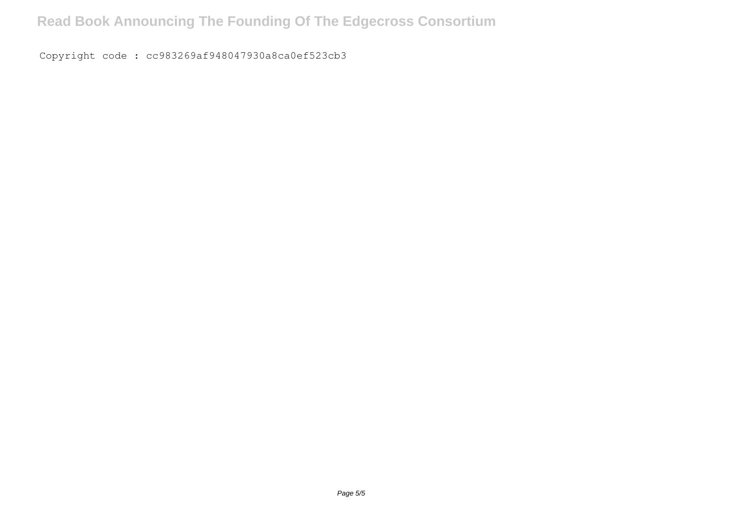Copyright code : cc983269af948047930a8ca0ef523cb3